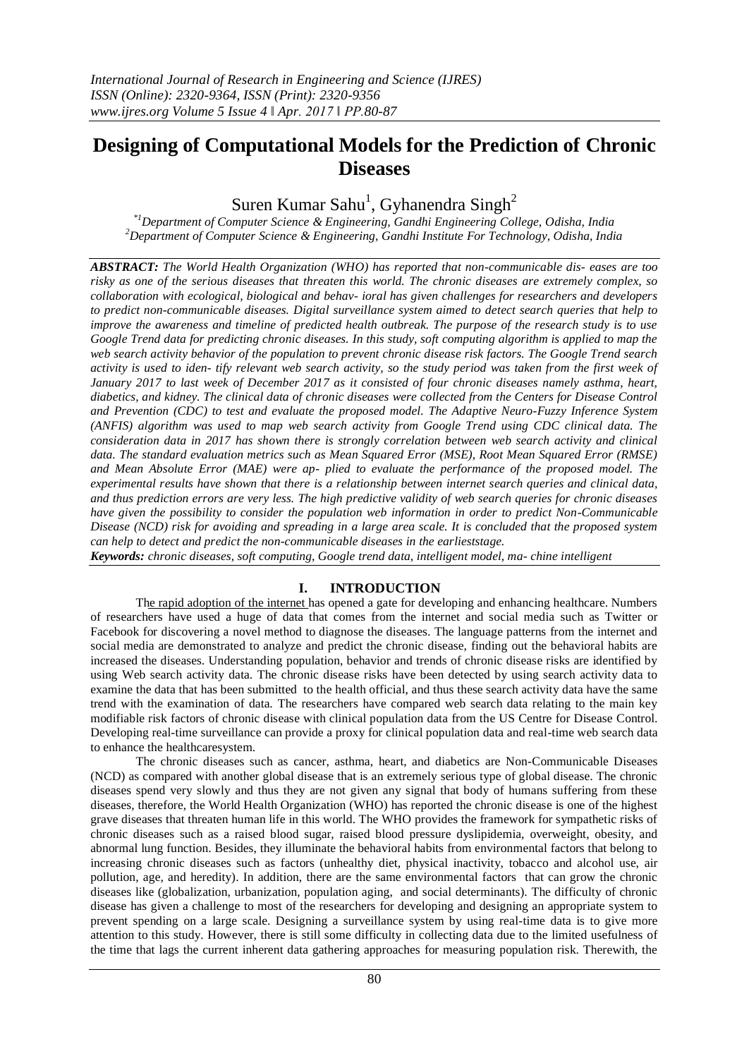# Designing of Computational Models for the Prediction of Chronic Diseases

Suren Kumar Sahu[1], Gyhanendra Singh[2]

[*1]Department of Computer Science & Engineering, Gandhi Engineering College, Odisha, India
[2]Department of Computer Science & Engineering, Gandhi Institute For Technology, Odisha, India

***ABSTRACT:*** *The World Health Organization (WHO) has reported that non-communicable dis- eases are too risky as one of the serious diseases that threaten this world. The chronic diseases are extremely complex, so collaboration with ecological, biological and behav- ioral has given challenges for researchers and developers to predict non-communicable diseases. Digital surveillance system aimed to detect search queries that help to improve the awareness and timeline of predicted health outbreak. The purpose of the research study is to use Google Trend data for predicting chronic diseases. In this study, soft computing algorithm is applied to map the web search activity behavior of the population to prevent chronic disease risk factors. The Google Trend search activity is used to iden- tify relevant web search activity, so the study period was taken from the first week of January 2017 to last week of December 2017 as it consisted of four chronic diseases namely asthma, heart, diabetics, and kidney. The clinical data of chronic diseases were collected from the Centers for Disease Control and Prevention (CDC) to test and evaluate the proposed model. The Adaptive Neuro-Fuzzy Inference System (ANFIS) algorithm was used to map web search activity from Google Trend using CDC clinical data. The consideration data in 2017 has shown there is strongly correlation between web search activity and clinical data. The standard evaluation metrics such as Mean Squared Error (MSE), Root Mean Squared Error (RMSE) and Mean Absolute Error (MAE) were ap- plied to evaluate the performance of the proposed model. The experimental results have shown that there is a relationship between internet search queries and clinical data, and thus prediction errors are very less. The high predictive validity of web search queries for chronic diseases have given the possibility to consider the population web information in order to predict Non-Communicable Disease (NCD) risk for avoiding and spreading in a large area scale. It is concluded that the proposed system can help to detect and predict the non-communicable diseases in the earlieststage.*

***Keywords:*** *chronic diseases, soft computing, Google trend data, intelligent model, ma- chine intelligent*

## I. INTRODUCTION

The rapid adoption of the internet has opened a gate for developing and enhancing healthcare. Numbers of researchers have used a huge of data that comes from the internet and social media such as Twitter or Facebook for discovering a novel method to diagnose the diseases. The language patterns from the internet and social media are demonstrated to analyze and predict the chronic disease, finding out the behavioral habits are increased the diseases. Understanding population, behavior and trends of chronic disease risks are identified by using Web search activity data. The chronic disease risks have been detected by using search activity data to examine the data that has been submitted to the health official, and thus these search activity data have the same trend with the examination of data. The researchers have compared web search data relating to the main key modifiable risk factors of chronic disease with clinical population data from the US Centre for Disease Control. Developing real-time surveillance can provide a proxy for clinical population data and real-time web search data to enhance the healthcaresystem.

The chronic diseases such as cancer, asthma, heart, and diabetics are Non-Communicable Diseases (NCD) as compared with another global disease that is an extremely serious type of global disease. The chronic diseases spend very slowly and thus they are not given any signal that body of humans suffering from these diseases, therefore, the World Health Organization (WHO) has reported the chronic disease is one of the highest grave diseases that threaten human life in this world. The WHO provides the framework for sympathetic risks of chronic diseases such as a raised blood sugar, raised blood pressure dyslipidemia, overweight, obesity, and abnormal lung function. Besides, they illuminate the behavioral habits from environmental factors that belong to increasing chronic diseases such as factors (unhealthy diet, physical inactivity, tobacco and alcohol use, air pollution, age, and heredity). In addition, there are the same environmental factors that can grow the chronic diseases like (globalization, urbanization, population aging, and social determinants). The difficulty of chronic disease has given a challenge to most of the researchers for developing and designing an appropriate system to prevent spending on a large scale. Designing a surveillance system by using real-time data is to give more attention to this study. However, there is still some difficulty in collecting data due to the limited usefulness of the time that lags the current inherent data gathering approaches for measuring population risk. Therewith, the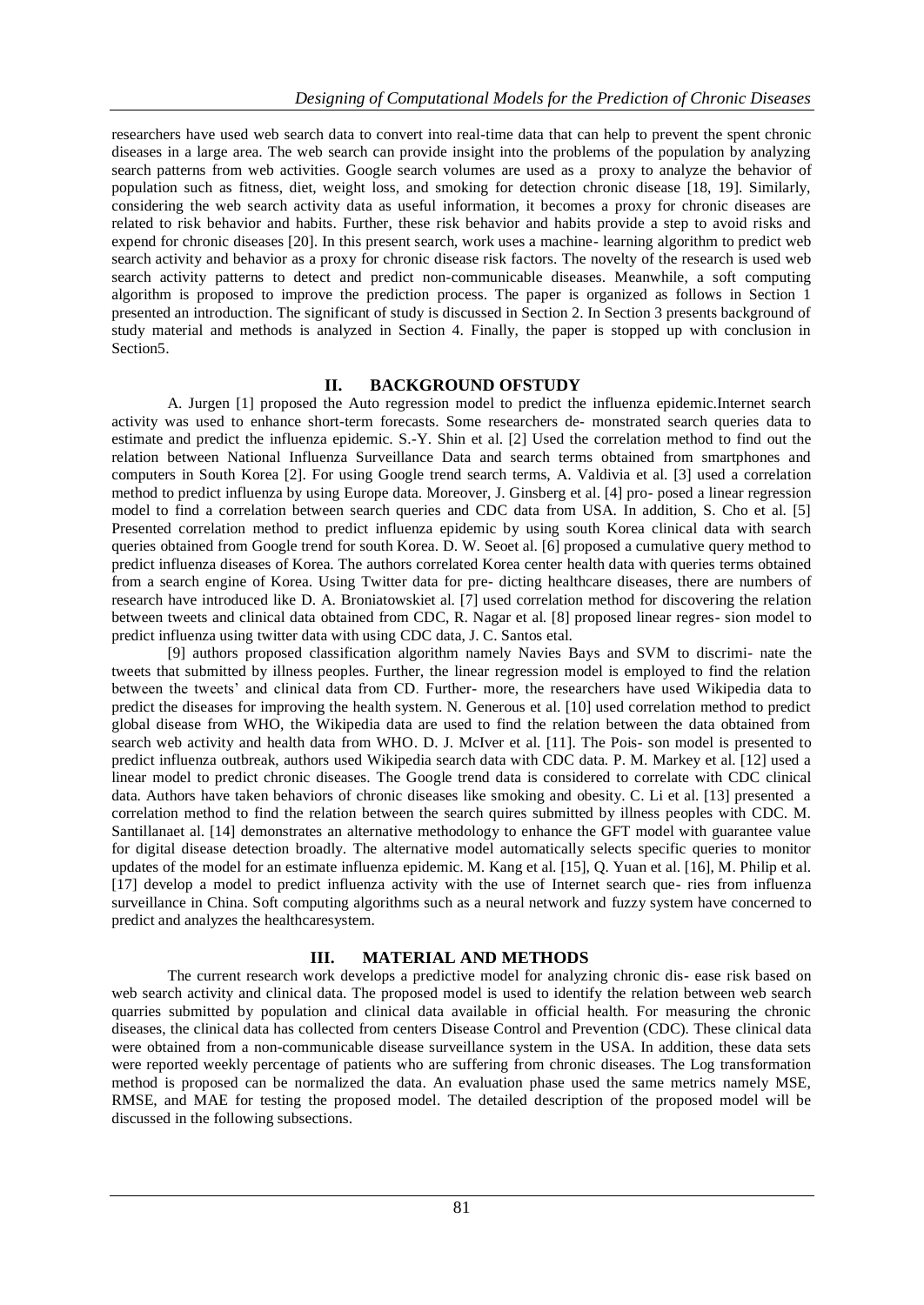researchers have used web search data to convert into real-time data that can help to prevent the spent chronic diseases in a large area. The web search can provide insight into the problems of the population by analyzing search patterns from web activities. Google search volumes are used as a proxy to analyze the behavior of population such as fitness, diet, weight loss, and smoking for detection chronic disease [18, 19]. Similarly, considering the web search activity data as useful information, it becomes a proxy for chronic diseases are related to risk behavior and habits. Further, these risk behavior and habits provide a step to avoid risks and expend for chronic diseases [20]. In this present search, work uses a machine- learning algorithm to predict web search activity and behavior as a proxy for chronic disease risk factors. The novelty of the research is used web search activity patterns to detect and predict non-communicable diseases. Meanwhile, a soft computing algorithm is proposed to improve the prediction process. The paper is organized as follows in Section 1 presented an introduction. The significant of study is discussed in Section 2. In Section 3 presents background of study material and methods is analyzed in Section 4. Finally, the paper is stopped up with conclusion in Section5.

## II. BACKGROUND OFSTUDY

A. Jurgen [1] proposed the Auto regression model to predict the influenza epidemic.Internet search activity was used to enhance short-term forecasts. Some researchers de- monstrated search queries data to estimate and predict the influenza epidemic. S.-Y. Shin et al. [2] Used the correlation method to find out the relation between National Influenza Surveillance Data and search terms obtained from smartphones and computers in South Korea [2]. For using Google trend search terms, A. Valdivia et al. [3] used a correlation method to predict influenza by using Europe data. Moreover, J. Ginsberg et al. [4] pro- posed a linear regression model to find a correlation between search queries and CDC data from USA. In addition, S. Cho et al. [5] Presented correlation method to predict influenza epidemic by using south Korea clinical data with search queries obtained from Google trend for south Korea. D. W. Seoet al. [6] proposed a cumulative query method to predict influenza diseases of Korea. The authors correlated Korea center health data with queries terms obtained from a search engine of Korea. Using Twitter data for pre- dicting healthcare diseases, there are numbers of research have introduced like D. A. Broniatowskiet al. [7] used correlation method for discovering the relation between tweets and clinical data obtained from CDC, R. Nagar et al. [8] proposed linear regres- sion model to predict influenza using twitter data with using CDC data, J. C. Santos etal.

[9] authors proposed classification algorithm namely Navies Bays and SVM to discrimi- nate the tweets that submitted by illness peoples. Further, the linear regression model is employed to find the relation between the tweets' and clinical data from CD. Further- more, the researchers have used Wikipedia data to predict the diseases for improving the health system. N. Generous et al. [10] used correlation method to predict global disease from WHO, the Wikipedia data are used to find the relation between the data obtained from search web activity and health data from WHO. D. J. McIver et al. [11]. The Pois- son model is presented to predict influenza outbreak, authors used Wikipedia search data with CDC data. P. M. Markey et al. [12] used a linear model to predict chronic diseases. The Google trend data is considered to correlate with CDC clinical data. Authors have taken behaviors of chronic diseases like smoking and obesity. C. Li et al. [13] presented a correlation method to find the relation between the search quires submitted by illness peoples with CDC. M. Santillanaet al. [14] demonstrates an alternative methodology to enhance the GFT model with guarantee value for digital disease detection broadly. The alternative model automatically selects specific queries to monitor updates of the model for an estimate influenza epidemic. M. Kang et al. [15], Q. Yuan et al. [16], M. Philip et al. [17] develop a model to predict influenza activity with the use of Internet search que- ries from influenza surveillance in China. Soft computing algorithms such as a neural network and fuzzy system have concerned to predict and analyzes the healthcaresystem.

## III. MATERIAL AND METHODS

The current research work develops a predictive model for analyzing chronic dis- ease risk based on web search activity and clinical data. The proposed model is used to identify the relation between web search quarries submitted by population and clinical data available in official health. For measuring the chronic diseases, the clinical data has collected from centers Disease Control and Prevention (CDC). These clinical data were obtained from a non-communicable disease surveillance system in the USA. In addition, these data sets were reported weekly percentage of patients who are suffering from chronic diseases. The Log transformation method is proposed can be normalized the data. An evaluation phase used the same metrics namely MSE, RMSE, and MAE for testing the proposed model. The detailed description of the proposed model will be discussed in the following subsections.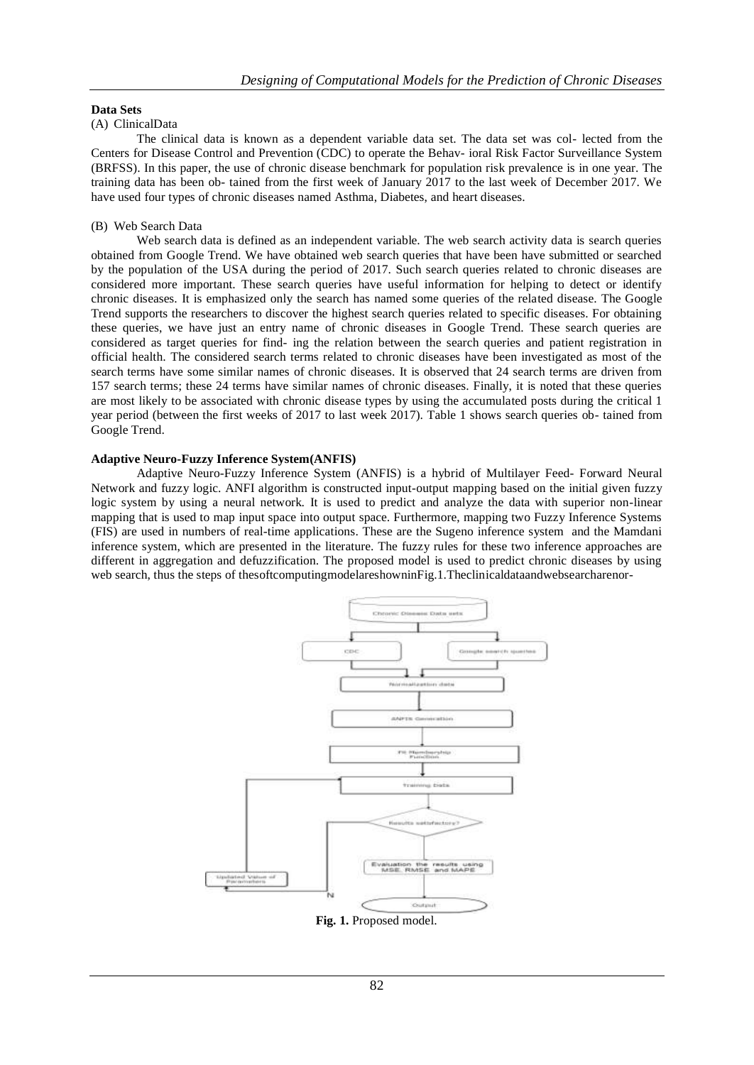**Data Sets**

(A) ClinicalData

The clinical data is known as a dependent variable data set. The data set was col- lected from the Centers for Disease Control and Prevention (CDC) to operate the Behav- ioral Risk Factor Surveillance System (BRFSS). In this paper, the use of chronic disease benchmark for population risk prevalence is in one year. The training data has been ob- tained from the first week of January 2017 to the last week of December 2017. We have used four types of chronic diseases named Asthma, Diabetes, and heart diseases.

(B) Web Search Data

Web search data is defined as an independent variable. The web search activity data is search queries obtained from Google Trend. We have obtained web search queries that have been have submitted or searched by the population of the USA during the period of 2017. Such search queries related to chronic diseases are considered more important. These search queries have useful information for helping to detect or identify chronic diseases. It is emphasized only the search has named some queries of the related disease. The Google Trend supports the researchers to discover the highest search queries related to specific diseases. For obtaining these queries, we have just an entry name of chronic diseases in Google Trend. These search queries are considered as target queries for find- ing the relation between the search queries and patient registration in official health. The considered search terms related to chronic diseases have been investigated as most of the search terms have some similar names of chronic diseases. It is observed that 24 search terms are driven from 157 search terms; these 24 terms have similar names of chronic diseases. Finally, it is noted that these queries are most likely to be associated with chronic disease types by using the accumulated posts during the critical 1 year period (between the first weeks of 2017 to last week 2017). Table 1 shows search queries ob- tained from Google Trend.

**Adaptive Neuro-Fuzzy Inference System(ANFIS)**

Adaptive Neuro-Fuzzy Inference System (ANFIS) is a hybrid of Multilayer Feed- Forward Neural Network and fuzzy logic. ANFI algorithm is constructed input-output mapping based on the initial given fuzzy logic system by using a neural network. It is used to predict and analyze the data with superior non-linear mapping that is used to map input space into output space. Furthermore, mapping two Fuzzy Inference Systems (FIS) are used in numbers of real-time applications. These are the Sugeno inference system and the Mamdani inference system, which are presented in the literature. The fuzzy rules for these two inference approaches are different in aggregation and defuzzification. The proposed model is used to predict chronic diseases by using web search, thus the steps of thesoftcomputingmodelareshowninFig.1.Theclinicaldataandwebsearcharenor-

Chronic Disease Data sets

CDC

Google search queries

Normalization data

ANFIS Generation

Fit Membership Function

Training Data

Results satisfactory?

Evaluation the results using MSE, RMSE and MAPE

Updated Value of Parameters

N

Output

**Fig. 1.** Proposed model.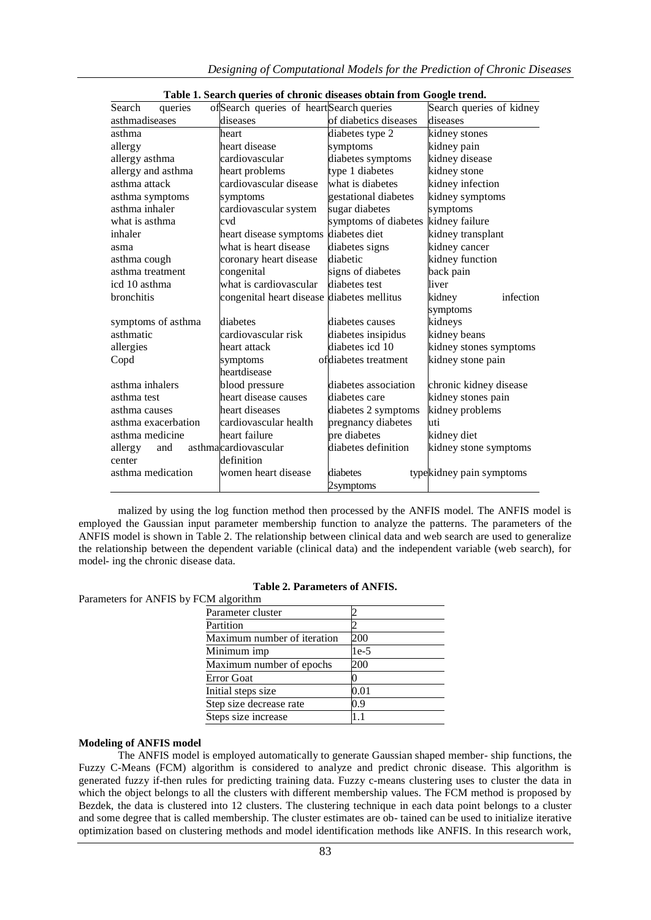**Table 1. Search queries of chronic diseases obtain from Google trend.**

| Search queries of asthmadiseases | Search queries of heart diseases | Search queries of diabetics diseases | Search queries of kidney diseases |
|---|---|---|---|
| asthma | heart | diabetes type 2 | kidney stones |
| allergy | heart disease | symptoms | kidney pain |
| allergy asthma | cardiovascular | diabetes symptoms | kidney disease |
| allergy and asthma | heart problems | type 1 diabetes | kidney stone |
| asthma attack | cardiovascular disease | what is diabetes | kidney infection |
| asthma symptoms | symptoms | gestational diabetes | kidney symptoms |
| asthma inhaler | cardiovascular system | sugar diabetes | symptoms |
| what is asthma | cvd | symptoms of diabetes | kidney failure |
| inhaler | heart disease symptoms | diabetes diet | kidney transplant |
| asma | what is heart disease | diabetes signs | kidney cancer |
| asthma cough | coronary heart disease | diabetic | kidney function |
| asthma treatment | congenital | signs of diabetes | back pain |
| icd 10 asthma | what is cardiovascular | diabetes test | liver |
| bronchitis | congenital heart disease | diabetes mellitus | kidney infection symptoms |
| symptoms of asthma | diabetes | diabetes causes | kidneys |
| asthmatic | cardiovascular risk | diabetes insipidus | kidney beans |
| allergies | heart attack | diabetes icd 10 | kidney stones symptoms |
| Copd | symptoms heartdisease | of diabetes treatment | kidney stone pain |
| asthma inhalers | blood pressure | diabetes association | chronic kidney disease |
| asthma test | heart disease causes | diabetes care | kidney stones pain |
| asthma causes | heart diseases | diabetes 2 symptoms | kidney problems |
| asthma exacerbation | cardiovascular health | pregnancy diabetes | uti |
| asthma medicine | heart failure | pre diabetes | kidney diet |
| allergy and asthma center | cardiovascular definition | diabetes definition | kidney stone symptoms |
| asthma medication | women heart disease | diabetes type 2symptoms | kidney pain symptoms |

malized by using the log function method then processed by the ANFIS model. The ANFIS model is employed the Gaussian input parameter membership function to analyze the patterns. The parameters of the ANFIS model is shown in Table 2. The relationship between clinical data and web search are used to generalize the relationship between the dependent variable (clinical data) and the independent variable (web search), for model- ing the chronic disease data.

**Table 2. Parameters of ANFIS.**

Parameters for ANFIS by FCM algorithm

| Parameter | Value |
|---|---|
| Parameter cluster | 2 |
| Partition | 2 |
| Maximum number of iteration | 200 |
| Minimum imp | 1e-5 |
| Maximum number of epochs | 200 |
| Error Goat | 0 |
| Initial steps size | 0.01 |
| Step size decrease rate | 0.9 |
| Steps size increase | 1.1 |

**Modeling of ANFIS model**

The ANFIS model is employed automatically to generate Gaussian shaped member- ship functions, the Fuzzy C-Means (FCM) algorithm is considered to analyze and predict chronic disease. This algorithm is generated fuzzy if-then rules for predicting training data. Fuzzy c-means clustering uses to cluster the data in which the object belongs to all the clusters with different membership values. The FCM method is proposed by Bezdek, the data is clustered into 12 clusters. The clustering technique in each data point belongs to a cluster and some degree that is called membership. The cluster estimates are ob- tained can be used to initialize iterative optimization based on clustering methods and model identification methods like ANFIS. In this research work,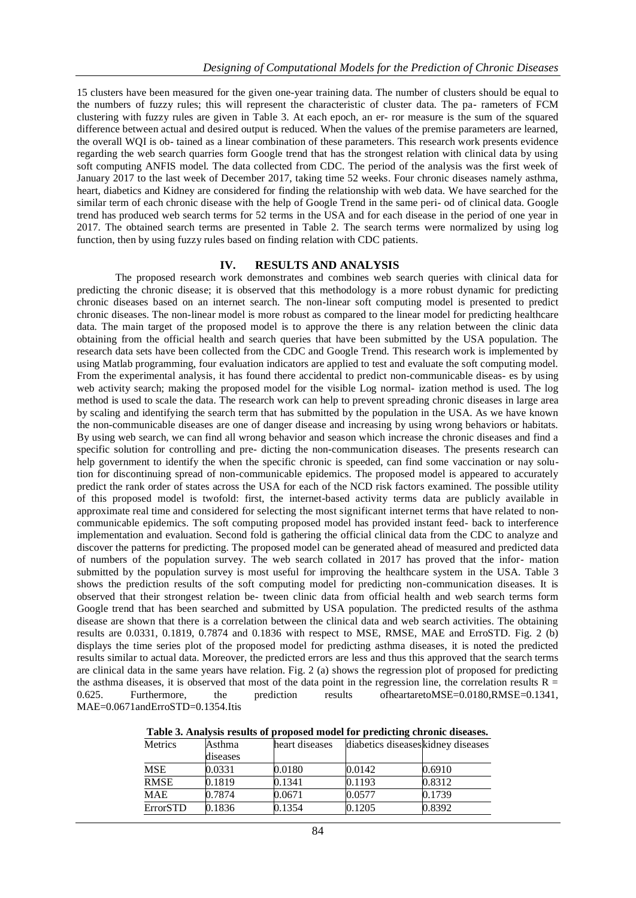15 clusters have been measured for the given one-year training data. The number of clusters should be equal to the numbers of fuzzy rules; this will represent the characteristic of cluster data. The pa- rameters of FCM clustering with fuzzy rules are given in Table 3. At each epoch, an er- ror measure is the sum of the squared difference between actual and desired output is reduced. When the values of the premise parameters are learned, the overall WQI is ob- tained as a linear combination of these parameters. This research work presents evidence regarding the web search quarries form Google trend that has the strongest relation with clinical data by using soft computing ANFIS model. The data collected from CDC. The period of the analysis was the first week of January 2017 to the last week of December 2017, taking time 52 weeks. Four chronic diseases namely asthma, heart, diabetics and Kidney are considered for finding the relationship with web data. We have searched for the similar term of each chronic disease with the help of Google Trend in the same peri- od of clinical data. Google trend has produced web search terms for 52 terms in the USA and for each disease in the period of one year in 2017. The obtained search terms are presented in Table 2. The search terms were normalized by using log function, then by using fuzzy rules based on finding relation with CDC patients.

## IV. RESULTS AND ANALYSIS

The proposed research work demonstrates and combines web search queries with clinical data for predicting the chronic disease; it is observed that this methodology is a more robust dynamic for predicting chronic diseases based on an internet search. The non-linear soft computing model is presented to predict chronic diseases. The non-linear model is more robust as compared to the linear model for predicting healthcare data. The main target of the proposed model is to approve the there is any relation between the clinic data obtaining from the official health and search queries that have been submitted by the USA population. The research data sets have been collected from the CDC and Google Trend. This research work is implemented by using Matlab programming, four evaluation indicators are applied to test and evaluate the soft computing model. From the experimental analysis, it has found there accidental to predict non-communicable diseas- es by using web activity search; making the proposed model for the visible Log normal- ization method is used. The log method is used to scale the data. The research work can help to prevent spreading chronic diseases in large area by scaling and identifying the search term that has submitted by the population in the USA. As we have known the non-communicable diseases are one of danger disease and increasing by using wrong behaviors or habitats. By using web search, we can find all wrong behavior and season which increase the chronic diseases and find a specific solution for controlling and pre- dicting the non-communication diseases. The presents research can help government to identify the when the specific chronic is speeded, can find some vaccination or nay solu- tion for discontinuing spread of non-communicable epidemics. The proposed model is appeared to accurately predict the rank order of states across the USA for each of the NCD risk factors examined. The possible utility of this proposed model is twofold: first, the internet-based activity terms data are publicly available in approximate real time and considered for selecting the most significant internet terms that have related to non-communicable epidemics. The soft computing proposed model has provided instant feed- back to interference implementation and evaluation. Second fold is gathering the official clinical data from the CDC to analyze and discover the patterns for predicting. The proposed model can be generated ahead of measured and predicted data of numbers of the population survey. The web search collated in 2017 has proved that the infor- mation submitted by the population survey is most useful for improving the healthcare system in the USA. Table 3 shows the prediction results of the soft computing model for predicting non-communication diseases. It is observed that their strongest relation be- tween clinic data from official health and web search terms form Google trend that has been searched and submitted by USA population. The predicted results of the asthma disease are shown that there is a correlation between the clinical data and web search activities. The obtaining results are 0.0331, 0.1819, 0.7874 and 0.1836 with respect to MSE, RMSE, MAE and ErroSTD. Fig. 2 (b) displays the time series plot of the proposed model for predicting asthma diseases, it is noted the predicted results similar to actual data. Moreover, the predicted errors are less and thus this approved that the search terms are clinical data in the same years have relation. Fig. 2 (a) shows the regression plot of proposed for predicting the asthma diseases, it is observed that most of the data point in the regression line, the correlation results $R = 0.625$. Furthermore, the prediction results ofheartaretoMSE=0.0180,RMSE=0.1341, MAE=0.0671andErroSTD=0.1354.Itis

**Table 3. Analysis results of proposed model for predicting chronic diseases.**

| Metrics | Asthma diseases | heart diseases | diabetics diseases | kidney diseases |
|---|---|---|---|---|
| MSE | 0.0331 | 0.0180 | 0.0142 | 0.6910 |
| RMSE | 0.1819 | 0.1341 | 0.1193 | 0.8312 |
| MAE | 0.7874 | 0.0671 | 0.0577 | 0.1739 |
| ErrorSTD | 0.1836 | 0.1354 | 0.1205 | 0.8392 |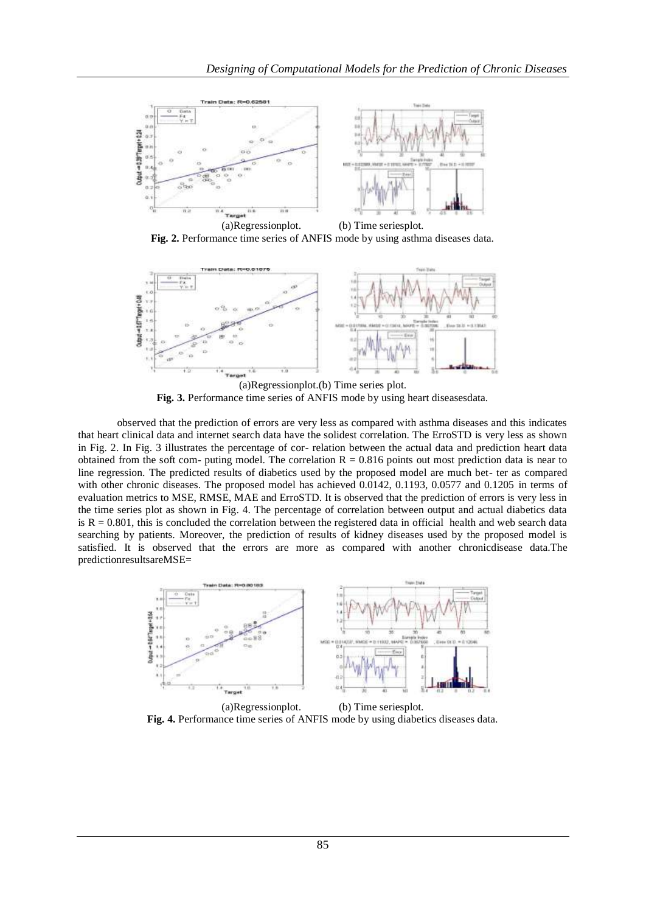(a)Regressionplot. (b) Time seriesplot.

**Fig. 2.** Performance time series of ANFIS mode by using asthma diseases data.

(a)Regressionplot.(b) Time series plot.

**Fig. 3.** Performance time series of ANFIS mode by using heart diseasesdata.

observed that the prediction of errors are very less as compared with asthma diseases and this indicates that heart clinical data and internet search data have the solidest correlation. The ErroSTD is very less as shown in Fig. 2. In Fig. 3 illustrates the percentage of cor- relation between the actual data and prediction heart data obtained from the soft com- puting model. The correlation R = 0.816 points out most prediction data is near to line regression. The predicted results of diabetics used by the proposed model are much bet- ter as compared with other chronic diseases. The proposed model has achieved 0.0142, 0.1193, 0.0577 and 0.1205 in terms of evaluation metrics to MSE, RMSE, MAE and ErroSTD. It is observed that the prediction of errors is very less in the time series plot as shown in Fig. 4. The percentage of correlation between output and actual diabetics data is R = 0.801, this is concluded the correlation between the registered data in official health and web search data searching by patients. Moreover, the prediction of results of kidney diseases used by the proposed model is satisfied. It is observed that the errors are more as compared with another chronicdisease data.The predictionresultsareMSE=

(a)Regressionplot. (b) Time seriesplot.

**Fig. 4.** Performance time series of ANFIS mode by using diabetics diseases data.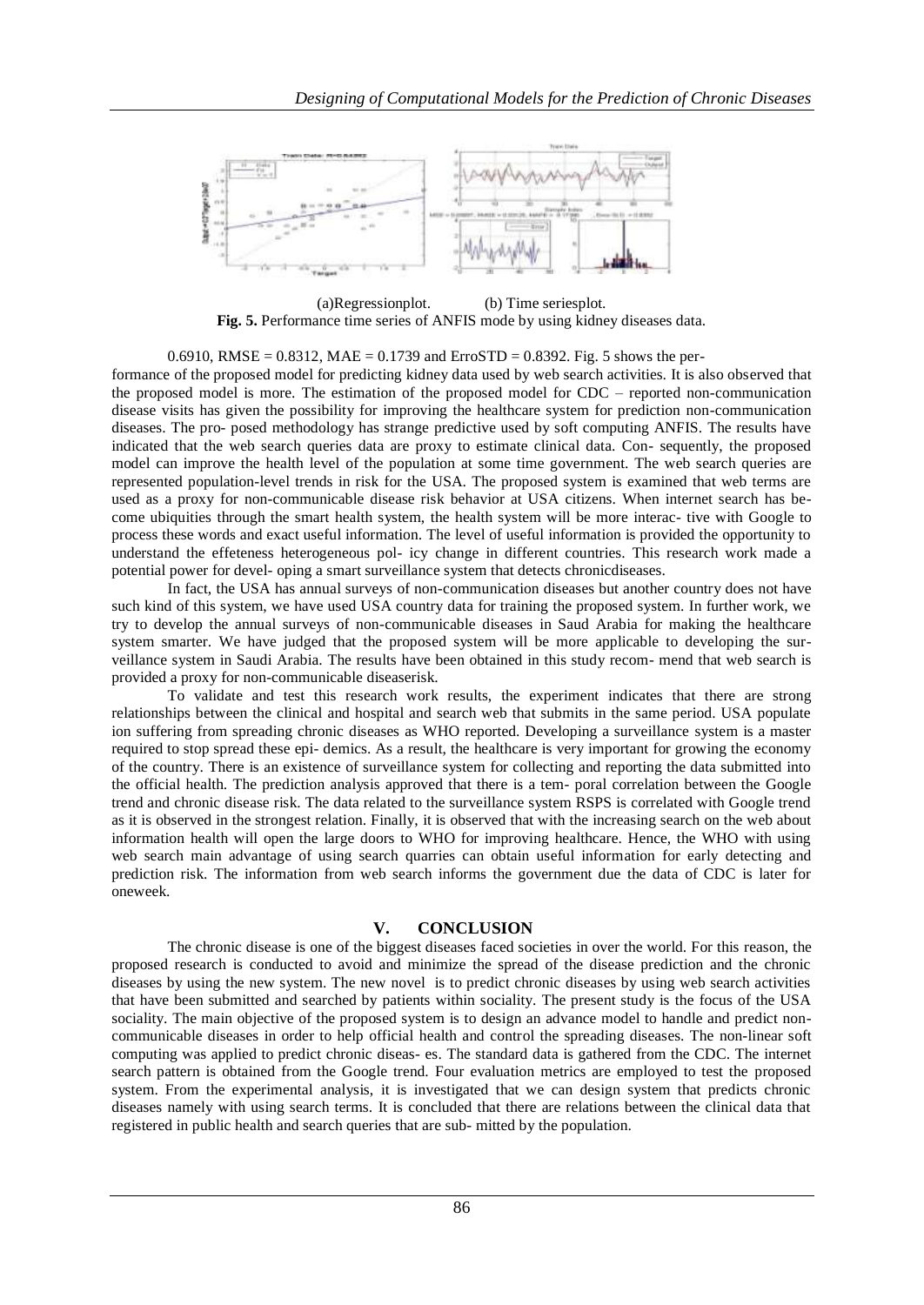(a)Regressionplot. (b) Time seriesplot.

**Fig. 5.** Performance time series of ANFIS mode by using kidney diseases data.

0.6910, RMSE = 0.8312, MAE = 0.1739 and ErroSTD = 0.8392. Fig. 5 shows the performance of the proposed model for predicting kidney data used by web search activities. It is also observed that the proposed model is more. The estimation of the proposed model for CDC – reported non-communication disease visits has given the possibility for improving the healthcare system for prediction non-communication diseases. The pro- posed methodology has strange predictive used by soft computing ANFIS. The results have indicated that the web search queries data are proxy to estimate clinical data. Con- sequently, the proposed model can improve the health level of the population at some time government. The web search queries are represented population-level trends in risk for the USA. The proposed system is examined that web terms are used as a proxy for non-communicable disease risk behavior at USA citizens. When internet search has become ubiquities through the smart health system, the health system will be more interac- tive with Google to process these words and exact useful information. The level of useful information is provided the opportunity to understand the effeteness heterogeneous pol- icy change in different countries. This research work made a potential power for devel- oping a smart surveillance system that detects chronicdiseases.

In fact, the USA has annual surveys of non-communication diseases but another country does not have such kind of this system, we have used USA country data for training the proposed system. In further work, we try to develop the annual surveys of non-communicable diseases in Saud Arabia for making the healthcare system smarter. We have judged that the proposed system will be more applicable to developing the surveillance system in Saudi Arabia. The results have been obtained in this study recom- mend that web search is provided a proxy for non-communicable diseaserisk.

To validate and test this research work results, the experiment indicates that there are strong relationships between the clinical and hospital and search web that submits in the same period. USA populate ion suffering from spreading chronic diseases as WHO reported. Developing a surveillance system is a master required to stop spread these epi- demics. As a result, the healthcare is very important for growing the economy of the country. There is an existence of surveillance system for collecting and reporting the data submitted into the official health. The prediction analysis approved that there is a tem- poral correlation between the Google trend and chronic disease risk. The data related to the surveillance system RSPS is correlated with Google trend as it is observed in the strongest relation. Finally, it is observed that with the increasing search on the web about information health will open the large doors to WHO for improving healthcare. Hence, the WHO with using web search main advantage of using search quarries can obtain useful information for early detecting and prediction risk. The information from web search informs the government due the data of CDC is later for oneweek.

## V. CONCLUSION

The chronic disease is one of the biggest diseases faced societies in over the world. For this reason, the proposed research is conducted to avoid and minimize the spread of the disease prediction and the chronic diseases by using the new system. The new novel is to predict chronic diseases by using web search activities that have been submitted and searched by patients within sociality. The present study is the focus of the USA sociality. The main objective of the proposed system is to design an advance model to handle and predict non-communicable diseases in order to help official health and control the spreading diseases. The non-linear soft computing was applied to predict chronic diseas- es. The standard data is gathered from the CDC. The internet search pattern is obtained from the Google trend. Four evaluation metrics are employed to test the proposed system. From the experimental analysis, it is investigated that we can design system that predicts chronic diseases namely with using search terms. It is concluded that there are relations between the clinical data that registered in public health and search queries that are sub- mitted by the population.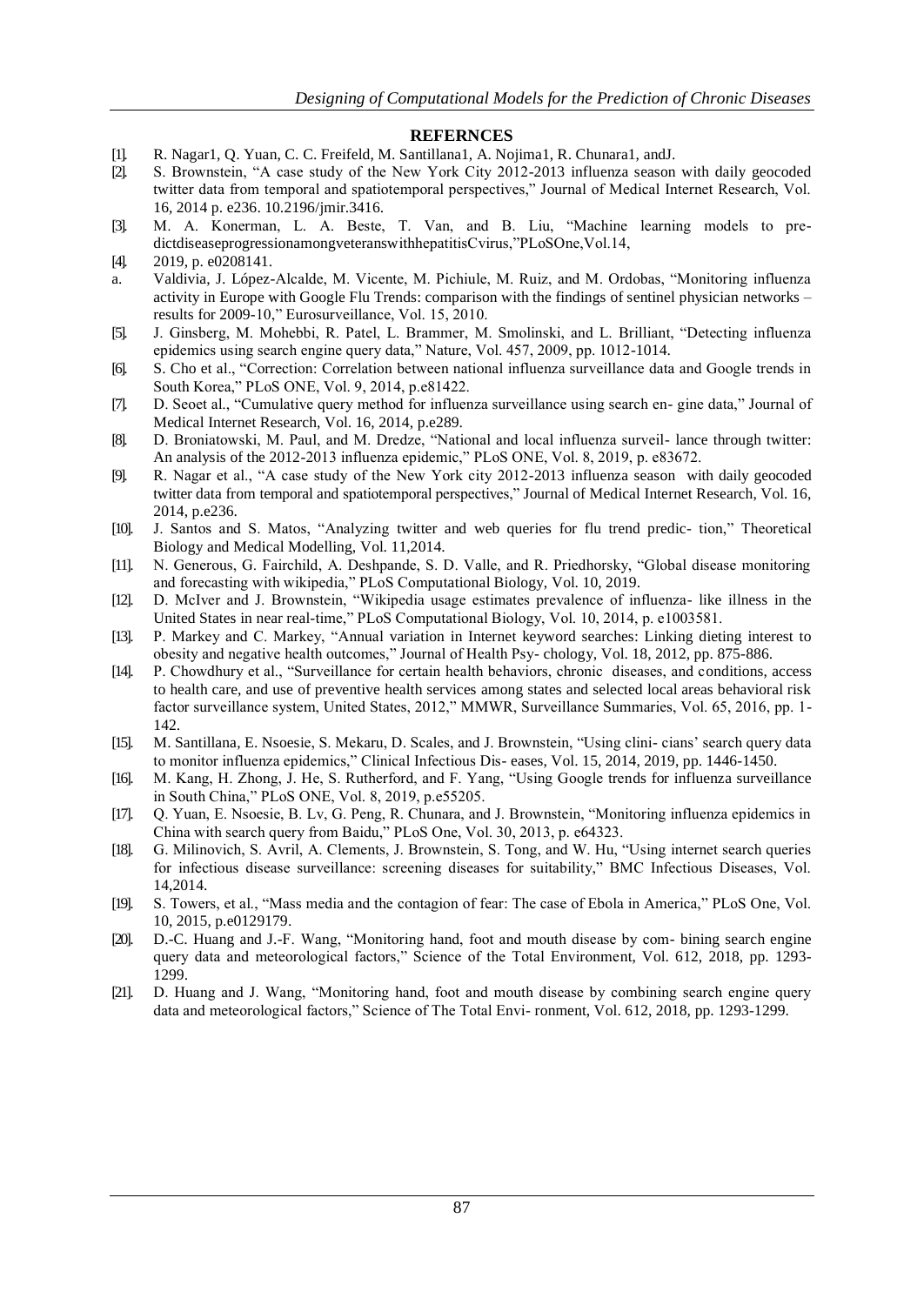## REFERNCES

[1]. R. Nagar1, Q. Yuan, C. C. Freifeld, M. Santillana1, A. Nojima1, R. Chunara1, andJ.

[2]. S. Brownstein, "A case study of the New York City 2012-2013 influenza season with daily geocoded twitter data from temporal and spatiotemporal perspectives," Journal of Medical Internet Research, Vol. 16, 2014 p. e236. 10.2196/jmir.3416.

[3]. M. A. Konerman, L. A. Beste, T. Van, and B. Liu, "Machine learning models to predictdiseaseprogressionamongveteranswithhepatitisCvirus,"PLoSOne,Vol.14,

[4]. 2019, p. e0208141.

a. Valdivia, J. López-Alcalde, M. Vicente, M. Pichiule, M. Ruiz, and M. Ordobas, "Monitoring influenza activity in Europe with Google Flu Trends: comparison with the findings of sentinel physician networks – results for 2009-10," Eurosurveillance, Vol. 15, 2010.

[5]. J. Ginsberg, M. Mohebbi, R. Patel, L. Brammer, M. Smolinski, and L. Brilliant, "Detecting influenza epidemics using search engine query data," Nature, Vol. 457, 2009, pp. 1012-1014.

[6]. S. Cho et al., "Correction: Correlation between national influenza surveillance data and Google trends in South Korea," PLoS ONE, Vol. 9, 2014, p.e81422.

[7]. D. Seoet al., "Cumulative query method for influenza surveillance using search en- gine data," Journal of Medical Internet Research, Vol. 16, 2014, p.e289.

[8]. D. Broniatowski, M. Paul, and M. Dredze, "National and local influenza surveil- lance through twitter: An analysis of the 2012-2013 influenza epidemic," PLoS ONE, Vol. 8, 2019, p. e83672.

[9]. R. Nagar et al., "A case study of the New York city 2012-2013 influenza season with daily geocoded twitter data from temporal and spatiotemporal perspectives," Journal of Medical Internet Research, Vol. 16, 2014, p.e236.

[10]. J. Santos and S. Matos, "Analyzing twitter and web queries for flu trend predic- tion," Theoretical Biology and Medical Modelling, Vol. 11,2014.

[11]. N. Generous, G. Fairchild, A. Deshpande, S. D. Valle, and R. Priedhorsky, "Global disease monitoring and forecasting with wikipedia," PLoS Computational Biology, Vol. 10, 2019.

[12]. D. McIver and J. Brownstein, "Wikipedia usage estimates prevalence of influenza- like illness in the United States in near real-time," PLoS Computational Biology, Vol. 10, 2014, p. e1003581.

[13]. P. Markey and C. Markey, "Annual variation in Internet keyword searches: Linking dieting interest to obesity and negative health outcomes," Journal of Health Psy- chology, Vol. 18, 2012, pp. 875-886.

[14]. P. Chowdhury et al., "Surveillance for certain health behaviors, chronic diseases, and conditions, access to health care, and use of preventive health services among states and selected local areas behavioral risk factor surveillance system, United States, 2012," MMWR, Surveillance Summaries, Vol. 65, 2016, pp. 1-142.

[15]. M. Santillana, E. Nsoesie, S. Mekaru, D. Scales, and J. Brownstein, "Using clini- cians' search query data to monitor influenza epidemics," Clinical Infectious Dis- eases, Vol. 15, 2014, 2019, pp. 1446-1450.

[16]. M. Kang, H. Zhong, J. He, S. Rutherford, and F. Yang, "Using Google trends for influenza surveillance in South China," PLoS ONE, Vol. 8, 2019, p.e55205.

[17]. Q. Yuan, E. Nsoesie, B. Lv, G. Peng, R. Chunara, and J. Brownstein, "Monitoring influenza epidemics in China with search query from Baidu," PLoS One, Vol. 30, 2013, p. e64323.

[18]. G. Milinovich, S. Avril, A. Clements, J. Brownstein, S. Tong, and W. Hu, "Using internet search queries for infectious disease surveillance: screening diseases for suitability," BMC Infectious Diseases, Vol. 14,2014.

[19]. S. Towers, et al., "Mass media and the contagion of fear: The case of Ebola in America," PLoS One, Vol. 10, 2015, p.e0129179.

[20]. D.-C. Huang and J.-F. Wang, "Monitoring hand, foot and mouth disease by com- bining search engine query data and meteorological factors," Science of the Total Environment, Vol. 612, 2018, pp. 1293-1299.

[21]. D. Huang and J. Wang, "Monitoring hand, foot and mouth disease by combining search engine query data and meteorological factors," Science of The Total Envi- ronment, Vol. 612, 2018, pp. 1293-1299.